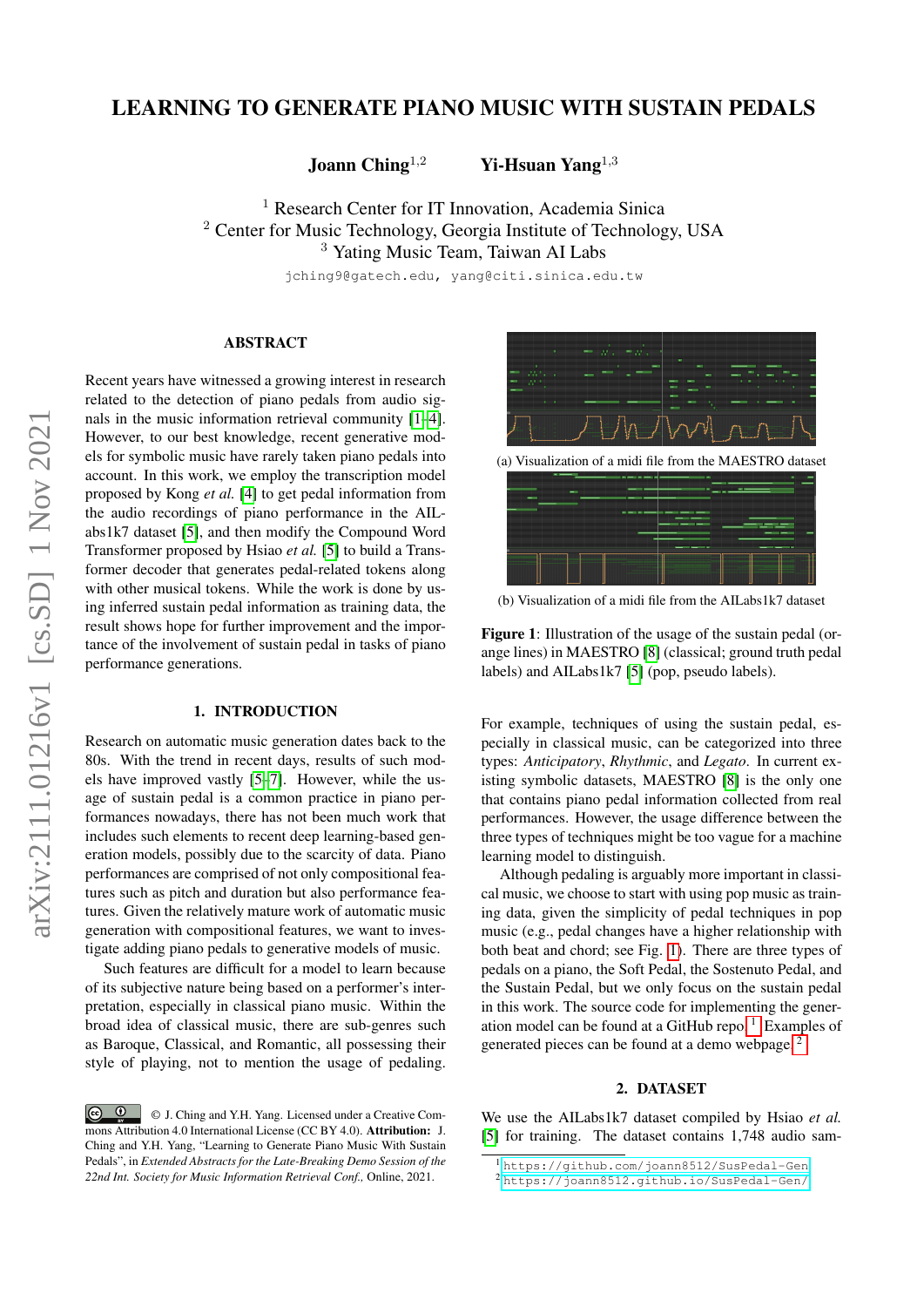# LEARNING TO GENERATE PIANO MUSIC WITH SUSTAIN PEDALS

**Joann Ching**[1,2] **Yi-Hsuan Yang**[1,3]

[1] Research Center for IT Innovation, Academia Sinica
[2] Center for Music Technology, Georgia Institute of Technology, USA
[3] Yating Music Team, Taiwan AI Labs

jching9@gatech.edu, yang@citi.sinica.edu.tw

## ABSTRACT

Recent years have witnessed a growing interest in research related to the detection of piano pedals from audio signals in the music information retrieval community [1–4]. However, to our best knowledge, recent generative models for symbolic music have rarely taken piano pedals into account. In this work, we employ the transcription model proposed by Kong *et al.* [4] to get pedal information from the audio recordings of piano performance in the AILabs1k7 dataset [5], and then modify the Compound Word Transformer proposed by Hsiao *et al.* [5] to build a Transformer decoder that generates pedal-related tokens along with other musical tokens. While the work is done by using inferred sustain pedal information as training data, the result shows hope for further improvement and the importance of the involvement of sustain pedal in tasks of piano performance generations.

## 1. INTRODUCTION

Research on automatic music generation dates back to the 80s. With the trend in recent days, results of such models have improved vastly [5–7]. However, while the usage of sustain pedal is a common practice in piano performances nowadays, there has not been much work that includes such elements to recent deep learning-based generation models, possibly due to the scarcity of data. Piano performances are comprised of not only compositional features such as pitch and duration but also performance features. Given the relatively mature work of automatic music generation with compositional features, we want to investigate adding piano pedals to generative models of music.

Such features are difficult for a model to learn because of its subjective nature being based on a performer's interpretation, especially in classical piano music. Within the broad idea of classical music, there are sub-genres such as Baroque, Classical, and Romantic, all possessing their style of playing, not to mention the usage of pedaling.

(a) Visualization of a midi file from the MAESTRO dataset

(b) Visualization of a midi file from the AILabs1k7 dataset

**Figure 1**: Illustration of the usage of the sustain pedal (orange lines) in MAESTRO [8] (classical; ground truth pedal labels) and AILabs1k7 [5] (pop, pseudo labels).

For example, techniques of using the sustain pedal, especially in classical music, can be categorized into three types: *Anticipatory*, *Rhythmic*, and *Legato*. In current existing symbolic datasets, MAESTRO [8] is the only one that contains piano pedal information collected from real performances. However, the usage difference between the three types of techniques might be too vague for a machine learning model to distinguish.

Although pedaling is arguably more important in classical music, we choose to start with using pop music as training data, given the simplicity of pedal techniques in pop music (e.g., pedal changes have a higher relationship with both beat and chord; see Fig. 1). There are three types of pedals on a piano, the Soft Pedal, the Sostenuto Pedal, and the Sustain Pedal, but we only focus on the sustain pedal in this work. The source code for implementing the generation model can be found at a GitHub repo.[1] Examples of generated pieces can be found at a demo webpage.[2]

## 2. DATASET

We use the AILabs1k7 dataset compiled by Hsiao *et al.* [5] for training. The dataset contains 1,748 audio sam-

[1] https://github.com/joann8512/SusPedal-Gen
[2] https://joann8512.github.io/SusPedal-Gen/

© J. Ching and Y.H. Yang. Licensed under a Creative Commons Attribution 4.0 International License (CC BY 4.0). **Attribution:** J. Ching and Y.H. Yang, "Learning to Generate Piano Music With Sustain Pedals", in *Extended Abstracts for the Late-Breaking Demo Session of the 22nd Int. Society for Music Information Retrieval Conf.,* Online, 2021.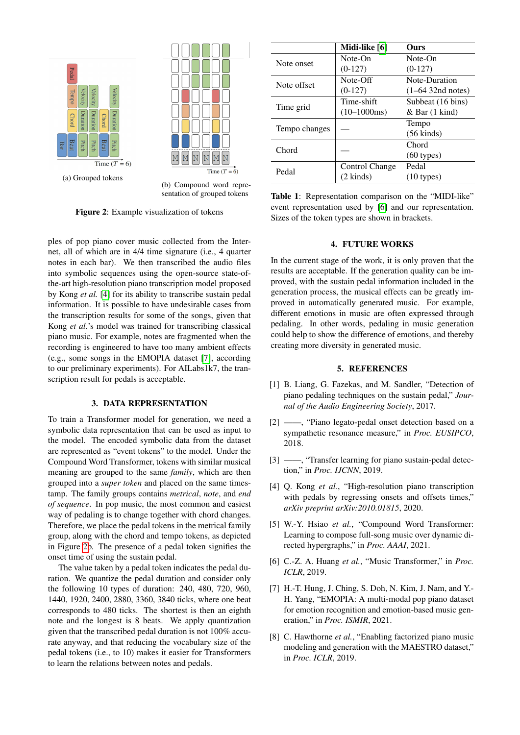Pedal

Tempo Velocity Velocity Velocity

Chord Duration Duration Chord Duration

Bar Beat Pitch Pitch Beat Pitch

Time ($T = 6$)

(a) Grouped tokens

M M N N M N

Time ($T = 6$)

(b) Compound word representation of grouped tokens

**Figure 2**: Example visualization of tokens

ples of pop piano cover music collected from the Internet, all of which are in 4/4 time signature (i.e., 4 quarter notes in each bar). We then transcribed the audio files into symbolic sequences using the open-source state-of-the-art high-resolution piano transcription model proposed by Kong *et al.* [4] for its ability to transcribe sustain pedal information. It is possible to have undesirable cases from the transcription results for some of the songs, given that Kong *et al.*'s model was trained for transcribing classical piano music. For example, notes are fragmented when the recording is engineered to have too many ambient effects (e.g., some songs in the EMOPIA dataset [7], according to our preliminary experiments). For AILabs1k7, the transcription result for pedals is acceptable.

## 3. DATA REPRESENTATION

To train a Transformer model for generation, we need a symbolic data representation that can be used as input to the model. The encoded symbolic data from the dataset are represented as "event tokens" to the model. Under the Compound Word Transformer, tokens with similar musical meaning are grouped to the same *family*, which are then grouped into a *super token* and placed on the same timestamp. The family groups contains *metrical*, *note*, and *end of sequence*. In pop music, the most common and easiest way of pedaling is to change together with chord changes. Therefore, we place the pedal tokens in the metrical family group, along with the chord and tempo tokens, as depicted in Figure 2b. The presence of a pedal token signifies the onset time of using the sustain pedal.

The value taken by a pedal token indicates the pedal duration. We quantize the pedal duration and consider only the following 10 types of duration: 240, 480, 720, 960, 1440, 1920, 2400, 2880, 3360, 3840 ticks, where one beat corresponds to 480 ticks. The shortest is then an eighth note and the longest is 8 beats. We apply quantization given that the transcribed pedal duration is not 100% accurate anyway, and that reducing the vocabulary size of the pedal tokens (i.e., to 10) makes it easier for Transformers to learn the relations between notes and pedals.

| | **Midi-like [6]** | **Ours** |
|---|---|---|
| Note onset | Note-On (0-127) | Note-On (0-127) |
| Note offset | Note-Off (0-127) | Note-Duration (1–64 32nd notes) |
| Time grid | Time-shift (10–1000ms) | Subbeat (16 bins) & Bar (1 kind) |
| Tempo changes | — | Tempo (56 kinds) |
| Chord | — | Chord (60 types) |
| Pedal | Control Change (2 kinds) | Pedal (10 types) |

**Table 1**: Representation comparison on the "MIDI-like" event representation used by [6] and our representation. Sizes of the token types are shown in brackets.

## 4. FUTURE WORKS

In the current stage of the work, it is only proven that the results are acceptable. If the generation quality can be improved, with the sustain pedal information included in the generation process, the musical effects can be greatly improved in automatically generated music. For example, different emotions in music are often expressed through pedaling. In other words, pedaling in music generation could help to show the difference of emotions, and thereby creating more diversity in generated music.

## 5. REFERENCES

[1] B. Liang, G. Fazekas, and M. Sandler, "Detection of piano pedaling techniques on the sustain pedal," *Journal of the Audio Engineering Society*, 2017.

[2] ——, "Piano legato-pedal onset detection based on a sympathetic resonance measure," in *Proc. EUSIPCO*, 2018.

[3] ——, "Transfer learning for piano sustain-pedal detection," in *Proc. IJCNN*, 2019.

[4] Q. Kong *et al.*, "High-resolution piano transcription with pedals by regressing onsets and offsets times," *arXiv preprint arXiv:2010.01815*, 2020.

[5] W.-Y. Hsiao *et al.*, "Compound Word Transformer: Learning to compose full-song music over dynamic directed hypergraphs," in *Proc. AAAI*, 2021.

[6] C.-Z. A. Huang *et al.*, "Music Transformer," in *Proc. ICLR*, 2019.

[7] H.-T. Hung, J. Ching, S. Doh, N. Kim, J. Nam, and Y.-H. Yang, "EMOPIA: A multi-modal pop piano dataset for emotion recognition and emotion-based music generation," in *Proc. ISMIR*, 2021.

[8] C. Hawthorne *et al.*, "Enabling factorized piano music modeling and generation with the MAESTRO dataset," in *Proc. ICLR*, 2019.